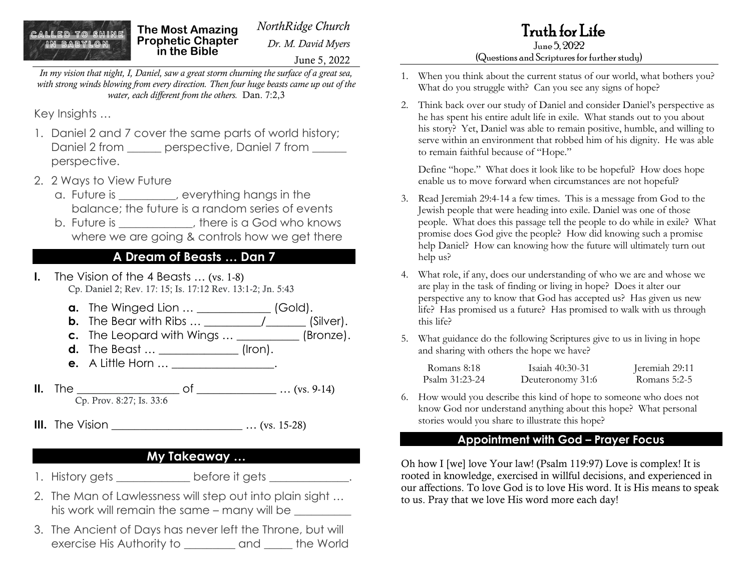CALLED TO SHINE IN BABYLON

**The Most Amazing Prophetic Chapter in the Bible**

*NorthRidge Church*

*Dr. M. David Myers*

June 5, 2022

*In my vision that night, I, Daniel, saw a great storm churning the surface of a great sea, with strong winds blowing from every direction. Then four huge beasts came up out of the water, each different from the others.* Dan. 7:2,3

Key Insights …

1. Daniel 2 and 7 cover the same parts of world history; Daniel 2 from ______ perspective, Daniel 7 from ______ perspective.
2. 2 Ways to View Future
   a. Future is __________, everything hangs in the balance; the future is a random series of events
   b. Future is _____________, there is a God who knows where we are going & controls how we get there

## A Dream of Beasts … Dan 7

**I.** The Vision of the 4 Beasts … (vs. 1-8)
Cp. Daniel 2; Rev. 17: 15; Is. 17:12 Rev. 13:1-2; Jn. 5:43

- **a.** The Winged Lion … _____________ (Gold).
- **b.** The Bear with Ribs … __________/_______ (Silver).
- **c.** The Leopard with Wings … ___________ (Bronze).
- **d.** The Beast … ______________ (Iron).
- **e.** A Little Horn … __________________.

**II.** The __________________ of ______________ … (vs. 9-14)
Cp. Prov. 8:27; Is. 33:6

**III.** The Vision ________________________ … (vs. 15-28)

## My Takeaway …

1. History gets _____________ before it gets ______________.
2. The Man of Lawlessness will step out into plain sight … his work will remain the same – many will be __________
3. The Ancient of Days has never left the Throne, but will exercise His Authority to _________ and _____ the World

# Truth for Life

June 5, 2022
(Questions and Scriptures for further study)

1. When you think about the current status of our world, what bothers you? What do you struggle with? Can you see any signs of hope?
2. Think back over our study of Daniel and consider Daniel's perspective as he has spent his entire adult life in exile. What stands out to you about his story? Yet, Daniel was able to remain positive, humble, and willing to serve within an environment that robbed him of his dignity. He was able to remain faithful because of "Hope."

   Define "hope." What does it look like to be hopeful? How does hope enable us to move forward when circumstances are not hopeful?
3. Read Jeremiah 29:4-14 a few times. This is a message from God to the Jewish people that were heading into exile. Daniel was one of those people. What does this passage tell the people to do while in exile? What promise does God give the people? How did knowing such a promise help Daniel? How can knowing how the future will ultimately turn out help us?
4. What role, if any, does our understanding of who we are and whose we are play in the task of finding or living in hope? Does it alter our perspective any to know that God has accepted us? Has given us new life? Has promised us a future? Has promised to walk with us through this life?
5. What guidance do the following Scriptures give to us in living in hope and sharing with others the hope we have?

| Romans 8:18 | Isaiah 40:30-31 | Jeremiah 29:11 |
|---|---|---|
| Psalm 31:23-24 | Deuteronomy 31:6 | Romans 5:2-5 |

6. How would you describe this kind of hope to someone who does not know God nor understand anything about this hope? What personal stories would you share to illustrate this hope?

## Appointment with God – Prayer Focus

Oh how I [we] love Your law! (Psalm 119:97) Love is complex! It is rooted in knowledge, exercised in willful decisions, and experienced in our affections. To love God is to love His word. It is His means to speak to us. Pray that we love His word more each day!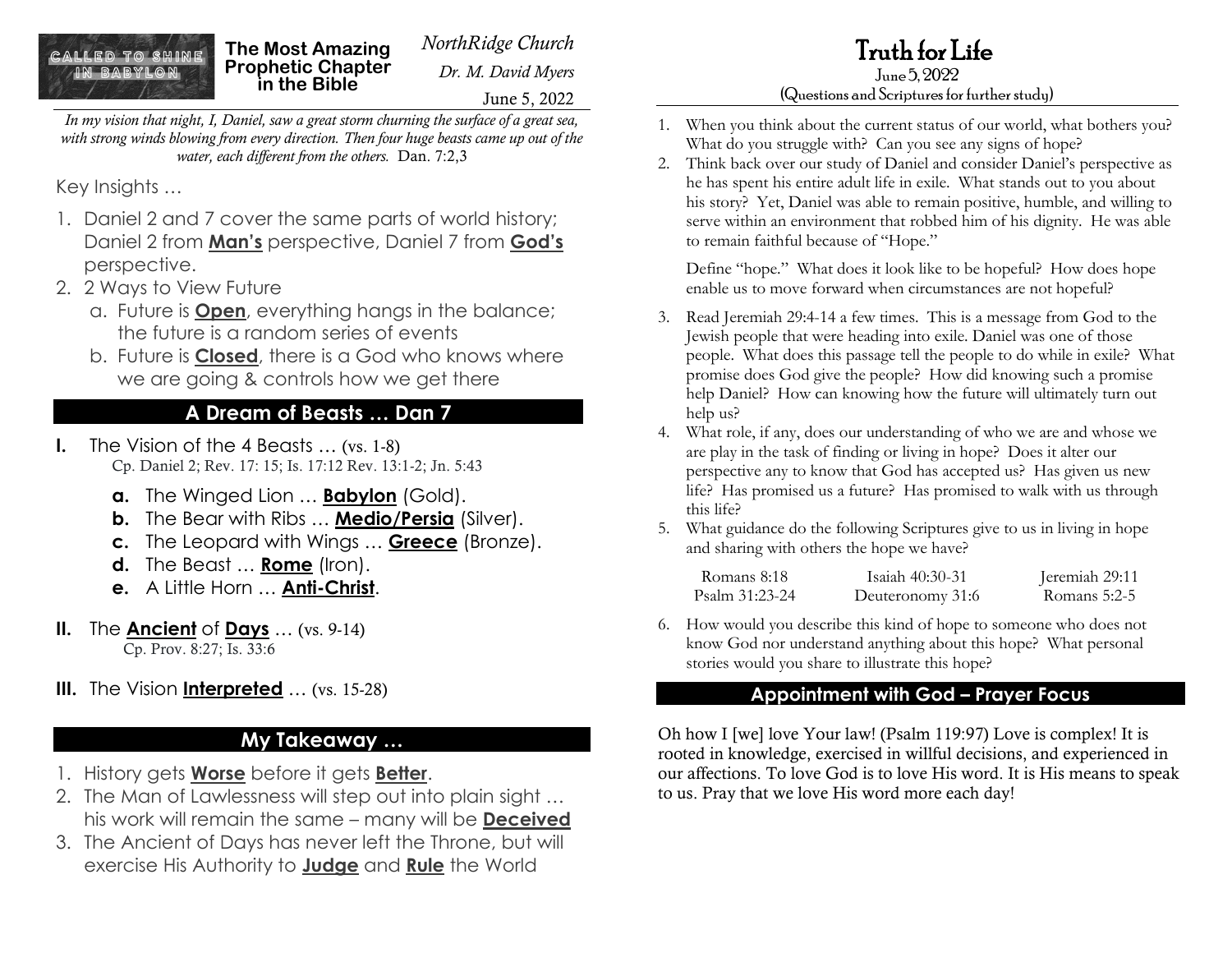CALLED TO SHINE IN BABYLON

**The Most Amazing Prophetic Chapter in the Bible**

*NorthRidge Church*

*Dr. M. David Myers*

June 5, 2022

*In my vision that night, I, Daniel, saw a great storm churning the surface of a great sea, with strong winds blowing from every direction. Then four huge beasts came up out of the water, each different from the others.* Dan. 7:2,3

Key Insights …

1. Daniel 2 and 7 cover the same parts of world history; Daniel 2 from **Man's** perspective, Daniel 7 from **God's** perspective.
2. 2 Ways to View Future
   a. Future is **Open**, everything hangs in the balance; the future is a random series of events
   b. Future is **Closed**, there is a God who knows where we are going & controls how we get there

## A Dream of Beasts … Dan 7

**I.** The Vision of the 4 Beasts … (vs. 1-8)
Cp. Daniel 2; Rev. 17: 15; Is. 17:12 Rev. 13:1-2; Jn. 5:43

- **a.** The Winged Lion … **Babylon** (Gold).
- **b.** The Bear with Ribs … **Medio/Persia** (Silver).
- **c.** The Leopard with Wings … **Greece** (Bronze).
- **d.** The Beast … **Rome** (Iron).
- **e.** A Little Horn … **Anti-Christ**.

**II.** The **Ancient** of **Days** … (vs. 9-14)
Cp. Prov. 8:27; Is. 33:6

**III.** The Vision **Interpreted** … (vs. 15-28)

## My Takeaway …

1. History gets **Worse** before it gets **Better**.
2. The Man of Lawlessness will step out into plain sight … his work will remain the same – many will be **Deceived**
3. The Ancient of Days has never left the Throne, but will exercise His Authority to **Judge** and **Rule** the World

# Truth for Life

June 5, 2022
(Questions and Scriptures for further study)

1. When you think about the current status of our world, what bothers you? What do you struggle with? Can you see any signs of hope?
2. Think back over our study of Daniel and consider Daniel's perspective as he has spent his entire adult life in exile. What stands out to you about his story? Yet, Daniel was able to remain positive, humble, and willing to serve within an environment that robbed him of his dignity. He was able to remain faithful because of "Hope."

   Define "hope." What does it look like to be hopeful? How does hope enable us to move forward when circumstances are not hopeful?
3. Read Jeremiah 29:4-14 a few times. This is a message from God to the Jewish people that were heading into exile. Daniel was one of those people. What does this passage tell the people to do while in exile? What promise does God give the people? How did knowing such a promise help Daniel? How can knowing how the future will ultimately turn out help us?
4. What role, if any, does our understanding of who we are and whose we are play in the task of finding or living in hope? Does it alter our perspective any to know that God has accepted us? Has given us new life? Has promised us a future? Has promised to walk with us through this life?
5. What guidance do the following Scriptures give to us in living in hope and sharing with others the hope we have?

| | | |
|---|---|---|
| Romans 8:18 | Isaiah 40:30-31 | Jeremiah 29:11 |
| Psalm 31:23-24 | Deuteronomy 31:6 | Romans 5:2-5 |

6. How would you describe this kind of hope to someone who does not know God nor understand anything about this hope? What personal stories would you share to illustrate this hope?

## Appointment with God – Prayer Focus

Oh how I [we] love Your law! (Psalm 119:97) Love is complex! It is rooted in knowledge, exercised in willful decisions, and experienced in our affections. To love God is to love His word. It is His means to speak to us. Pray that we love His word more each day!